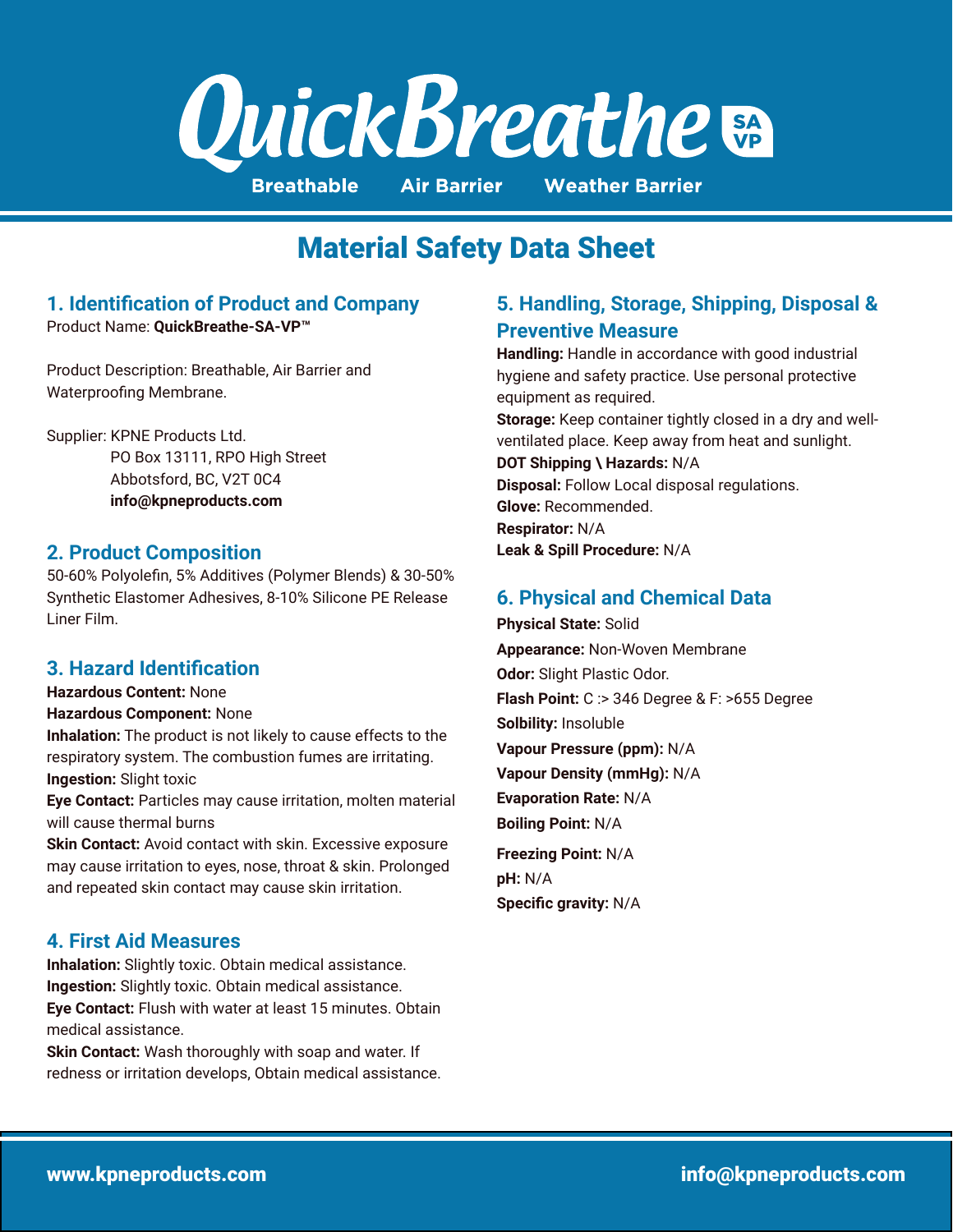# QuickBreathe SA VP

Breathable Air Barrier Weather Barrier

## Material Safety Data Sheet

### 1. Identification of Product and Company

Product Name: **QuickBreathe-SA-VP™**

Product Description: Breathable, Air Barrier and Waterproofing Membrane.

Supplier: KPNE Products Ltd.
PO Box 13111, RPO High Street
Abbotsford, BC, V2T 0C4
**info@kpneproducts.com**

### 2. Product Composition

50-60% Polyolefin, 5% Additives (Polymer Blends) & 30-50% Synthetic Elastomer Adhesives, 8-10% Silicone PE Release Liner Film.

### 3. Hazard Identification

**Hazardous Content:** None
**Hazardous Component:** None
**Inhalation:** The product is not likely to cause effects to the respiratory system. The combustion fumes are irritating.
**Ingestion:** Slight toxic
**Eye Contact:** Particles may cause irritation, molten material will cause thermal burns
**Skin Contact:** Avoid contact with skin. Excessive exposure may cause irritation to eyes, nose, throat & skin. Prolonged and repeated skin contact may cause skin irritation.

### 4. First Aid Measures

**Inhalation:** Slightly toxic. Obtain medical assistance.
**Ingestion:** Slightly toxic. Obtain medical assistance.
**Eye Contact:** Flush with water at least 15 minutes. Obtain medical assistance.
**Skin Contact:** Wash thoroughly with soap and water. If redness or irritation develops, Obtain medical assistance.

### 5. Handling, Storage, Shipping, Disposal & Preventive Measure

**Handling:** Handle in accordance with good industrial hygiene and safety practice. Use personal protective equipment as required.
**Storage:** Keep container tightly closed in a dry and well-ventilated place. Keep away from heat and sunlight.
**DOT Shipping \ Hazards:** N/A
**Disposal:** Follow Local disposal regulations.
**Glove:** Recommended.
**Respirator:** N/A
**Leak & Spill Procedure:** N/A

### 6. Physical and Chemical Data

**Physical State:** Solid
**Appearance:** Non-Woven Membrane
**Odor:** Slight Plastic Odor.
**Flash Point:** C :> 346 Degree & F: >655 Degree
**Solbility:** Insoluble
**Vapour Pressure (ppm):** N/A
**Vapour Density (mmHg):** N/A
**Evaporation Rate:** N/A
**Boiling Point:** N/A
**Freezing Point:** N/A
**pH:** N/A
**Specific gravity:** N/A

**www.kpneproducts.com** **info@kpneproducts.com**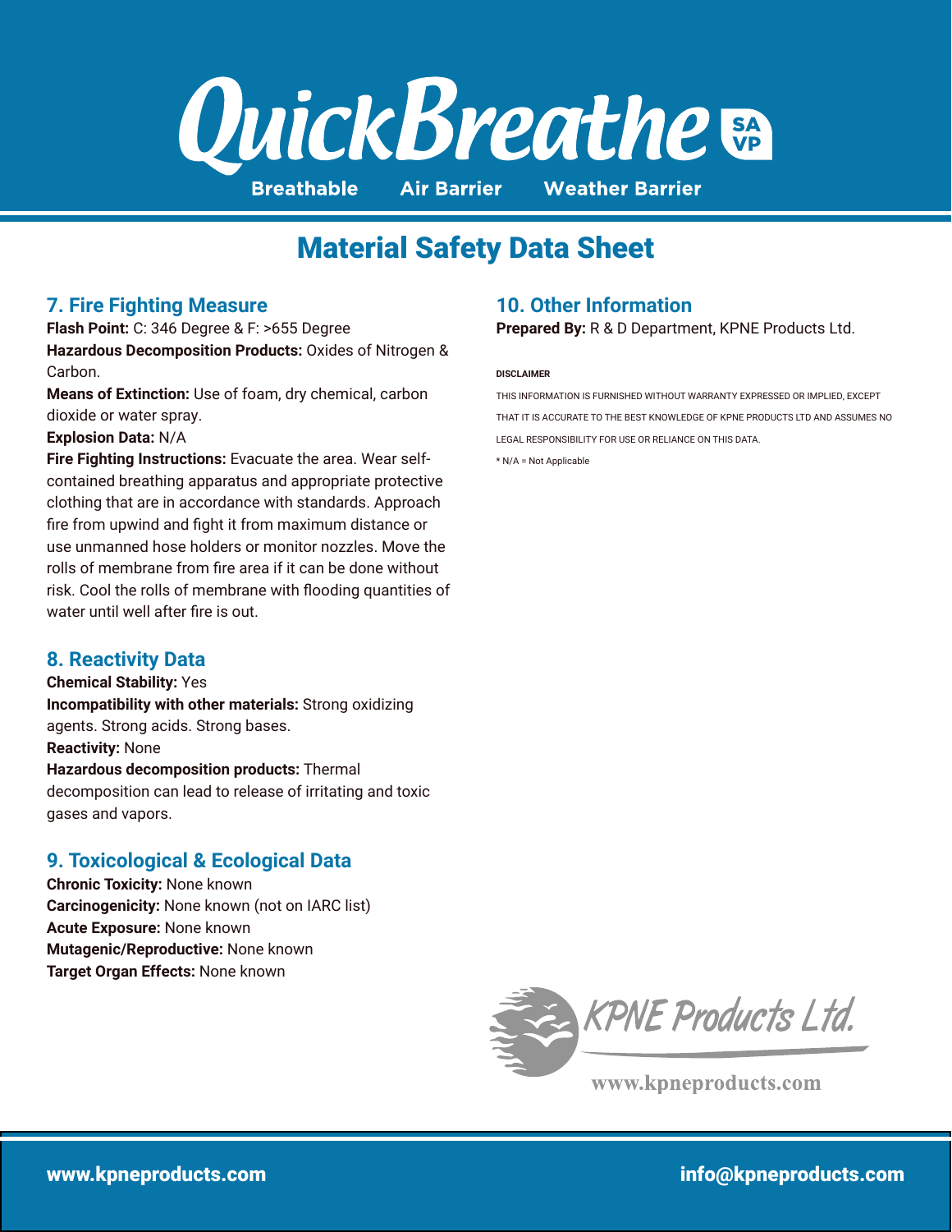# QuickBreathe SA VP

Breathable Air Barrier Weather Barrier

## Material Safety Data Sheet

### 7. Fire Fighting Measure

**Flash Point:** C: 346 Degree & F: >655 Degree

**Hazardous Decomposition Products:** Oxides of Nitrogen & Carbon.

**Means of Extinction:** Use of foam, dry chemical, carbon dioxide or water spray.

**Explosion Data:** N/A

**Fire Fighting Instructions:** Evacuate the area. Wear self-contained breathing apparatus and appropriate protective clothing that are in accordance with standards. Approach fire from upwind and fight it from maximum distance or use unmanned hose holders or monitor nozzles. Move the rolls of membrane from fire area if it can be done without risk. Cool the rolls of membrane with flooding quantities of water until well after fire is out.

### 8. Reactivity Data

**Chemical Stability:** Yes

**Incompatibility with other materials:** Strong oxidizing agents. Strong acids. Strong bases.

**Reactivity:** None

**Hazardous decomposition products:** Thermal decomposition can lead to release of irritating and toxic gases and vapors.

### 9. Toxicological & Ecological Data

**Chronic Toxicity:** None known

**Carcinogenicity:** None known (not on IARC list)

**Acute Exposure:** None known

**Mutagenic/Reproductive:** None known

**Target Organ Effects:** None known

### 10. Other Information

**Prepared By:** R & D Department, KPNE Products Ltd.

**DISCLAIMER**

THIS INFORMATION IS FURNISHED WITHOUT WARRANTY EXPRESSED OR IMPLIED, EXCEPT THAT IT IS ACCURATE TO THE BEST KNOWLEDGE OF KPNE PRODUCTS LTD AND ASSUMES NO LEGAL RESPONSIBILITY FOR USE OR RELIANCE ON THIS DATA.

* N/A = Not Applicable

KPNE Products Ltd.

www.kpneproducts.com

www.kpneproducts.com info@kpneproducts.com